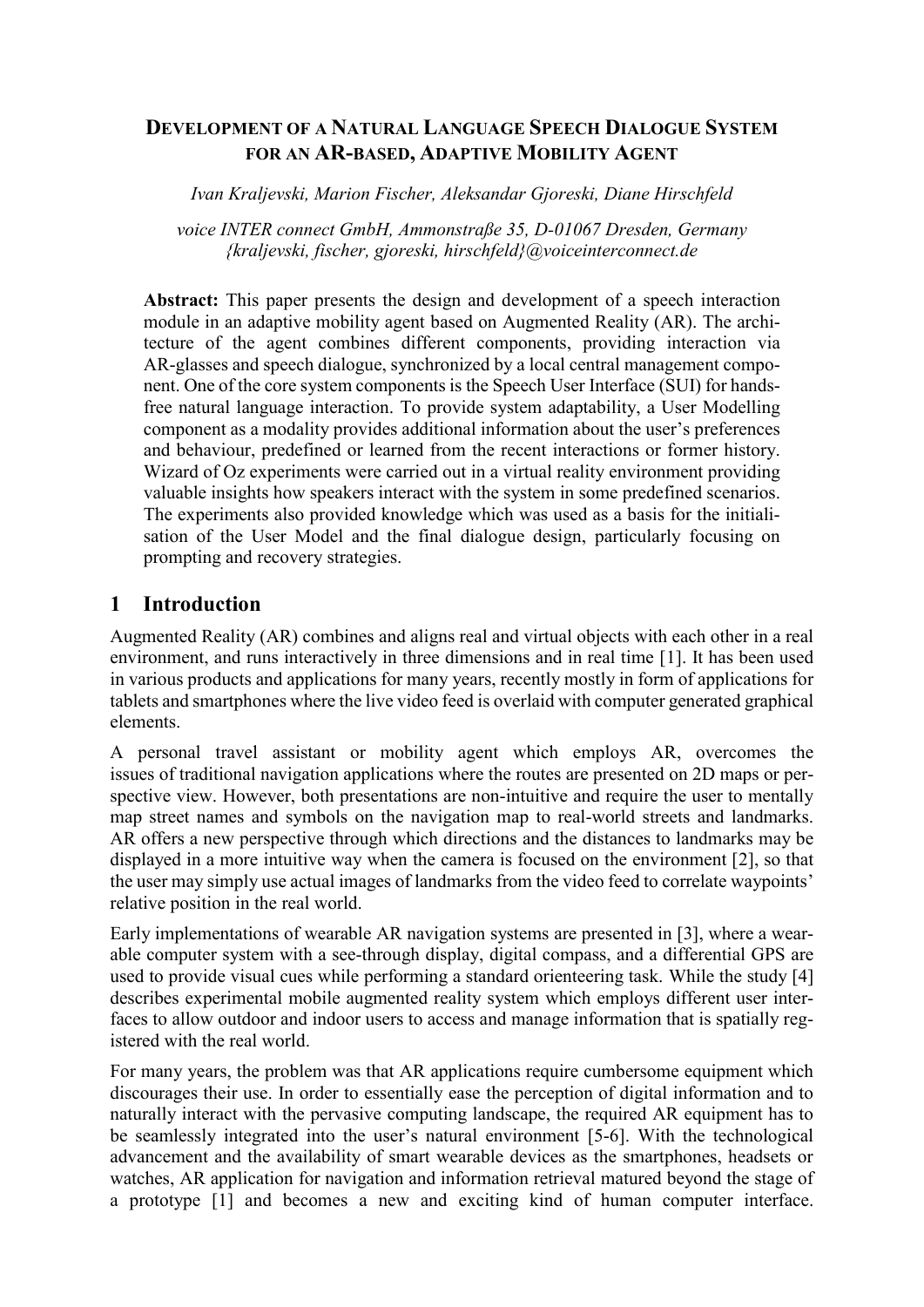# Development of a Natural Language Speech Dialogue System for an AR-based, Adaptive Mobility Agent

*Ivan Kraljevski, Marion Fischer, Aleksandar Gjoreski, Diane Hirschfeld*

*voice INTER connect GmbH, Ammonstraße 35, D-01067 Dresden, Germany*
*{kraljevski, fischer, gjoreski, hirschfeld}@voiceinterconnect.de*

**Abstract:** This paper presents the design and development of a speech interaction module in an adaptive mobility agent based on Augmented Reality (AR). The architecture of the agent combines different components, providing interaction via AR-glasses and speech dialogue, synchronized by a local central management component. One of the core system components is the Speech User Interface (SUI) for hands-free natural language interaction. To provide system adaptability, a User Modelling component as a modality provides additional information about the user's preferences and behaviour, predefined or learned from the recent interactions or former history. Wizard of Oz experiments were carried out in a virtual reality environment providing valuable insights how speakers interact with the system in some predefined scenarios. The experiments also provided knowledge which was used as a basis for the initialisation of the User Model and the final dialogue design, particularly focusing on prompting and recovery strategies.

## 1 Introduction

Augmented Reality (AR) combines and aligns real and virtual objects with each other in a real environment, and runs interactively in three dimensions and in real time [1]. It has been used in various products and applications for many years, recently mostly in form of applications for tablets and smartphones where the live video feed is overlaid with computer generated graphical elements.

A personal travel assistant or mobility agent which employs AR, overcomes the issues of traditional navigation applications where the routes are presented on 2D maps or perspective view. However, both presentations are non-intuitive and require the user to mentally map street names and symbols on the navigation map to real-world streets and landmarks. AR offers a new perspective through which directions and the distances to landmarks may be displayed in a more intuitive way when the camera is focused on the environment [2], so that the user may simply use actual images of landmarks from the video feed to correlate waypoints' relative position in the real world.

Early implementations of wearable AR navigation systems are presented in [3], where a wearable computer system with a see-through display, digital compass, and a differential GPS are used to provide visual cues while performing a standard orienteering task. While the study [4] describes experimental mobile augmented reality system which employs different user interfaces to allow outdoor and indoor users to access and manage information that is spatially registered with the real world.

For many years, the problem was that AR applications require cumbersome equipment which discourages their use. In order to essentially ease the perception of digital information and to naturally interact with the pervasive computing landscape, the required AR equipment has to be seamlessly integrated into the user's natural environment [5-6]. With the technological advancement and the availability of smart wearable devices as the smartphones, headsets or watches, AR application for navigation and information retrieval matured beyond the stage of a prototype [1] and becomes a new and exciting kind of human computer interface.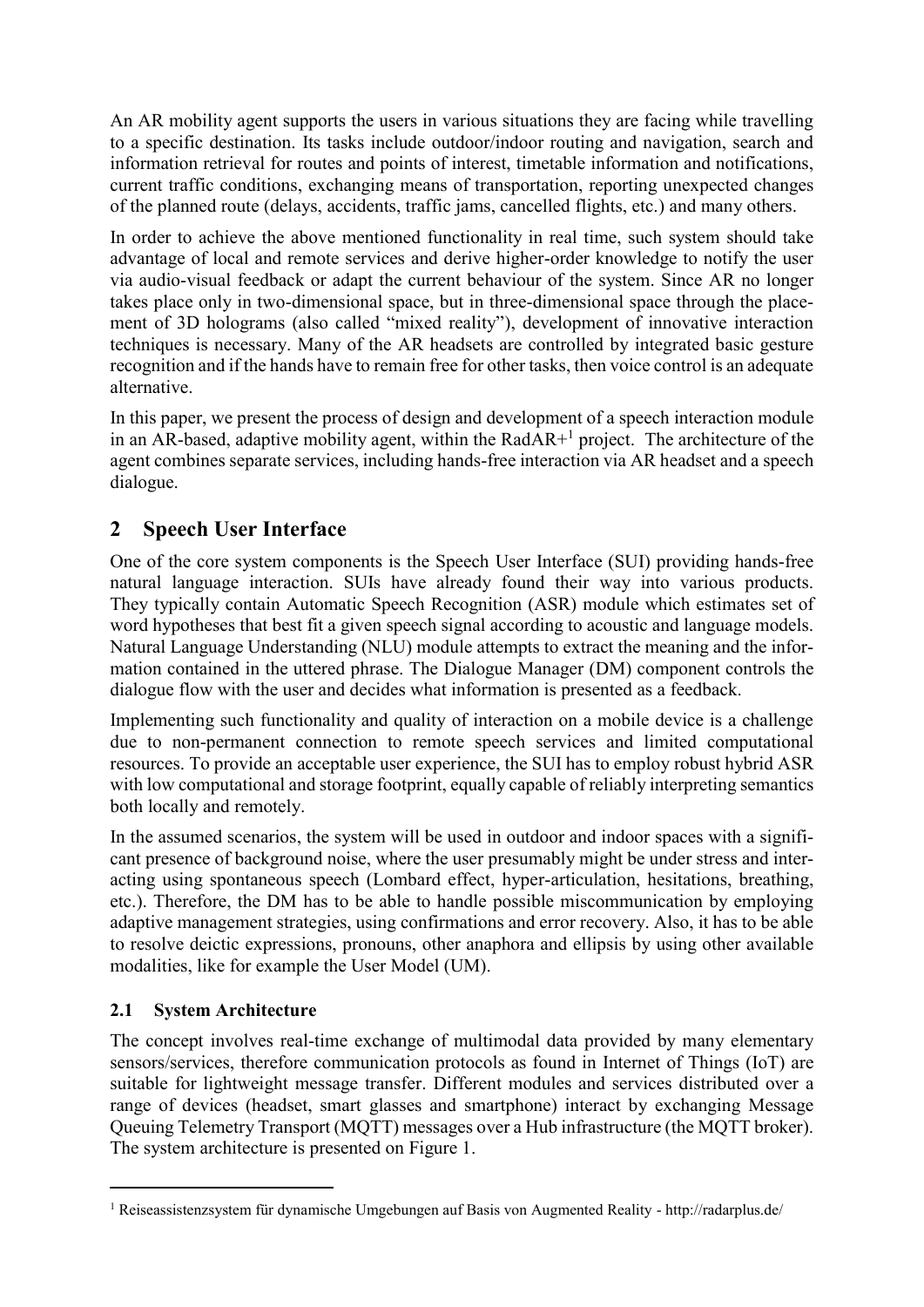An AR mobility agent supports the users in various situations they are facing while travelling to a specific destination. Its tasks include outdoor/indoor routing and navigation, search and information retrieval for routes and points of interest, timetable information and notifications, current traffic conditions, exchanging means of transportation, reporting unexpected changes of the planned route (delays, accidents, traffic jams, cancelled flights, etc.) and many others.

In order to achieve the above mentioned functionality in real time, such system should take advantage of local and remote services and derive higher-order knowledge to notify the user via audio-visual feedback or adapt the current behaviour of the system. Since AR no longer takes place only in two-dimensional space, but in three-dimensional space through the placement of 3D holograms (also called "mixed reality"), development of innovative interaction techniques is necessary. Many of the AR headsets are controlled by integrated basic gesture recognition and if the hands have to remain free for other tasks, then voice control is an adequate alternative.

In this paper, we present the process of design and development of a speech interaction module in an AR-based, adaptive mobility agent, within the RadAR+[1] project. The architecture of the agent combines separate services, including hands-free interaction via AR headset and a speech dialogue.

## 2 Speech User Interface

One of the core system components is the Speech User Interface (SUI) providing hands-free natural language interaction. SUIs have already found their way into various products. They typically contain Automatic Speech Recognition (ASR) module which estimates set of word hypotheses that best fit a given speech signal according to acoustic and language models. Natural Language Understanding (NLU) module attempts to extract the meaning and the information contained in the uttered phrase. The Dialogue Manager (DM) component controls the dialogue flow with the user and decides what information is presented as a feedback.

Implementing such functionality and quality of interaction on a mobile device is a challenge due to non-permanent connection to remote speech services and limited computational resources. To provide an acceptable user experience, the SUI has to employ robust hybrid ASR with low computational and storage footprint, equally capable of reliably interpreting semantics both locally and remotely.

In the assumed scenarios, the system will be used in outdoor and indoor spaces with a significant presence of background noise, where the user presumably might be under stress and interacting using spontaneous speech (Lombard effect, hyper-articulation, hesitations, breathing, etc.). Therefore, the DM has to be able to handle possible miscommunication by employing adaptive management strategies, using confirmations and error recovery. Also, it has to be able to resolve deictic expressions, pronouns, other anaphora and ellipsis by using other available modalities, like for example the User Model (UM).

### 2.1 System Architecture

The concept involves real-time exchange of multimodal data provided by many elementary sensors/services, therefore communication protocols as found in Internet of Things (IoT) are suitable for lightweight message transfer. Different modules and services distributed over a range of devices (headset, smart glasses and smartphone) interact by exchanging Message Queuing Telemetry Transport (MQTT) messages over a Hub infrastructure (the MQTT broker). The system architecture is presented on Figure 1.

---

[1] Reiseassistenzsystem für dynamische Umgebungen auf Basis von Augmented Reality - http://radarplus.de/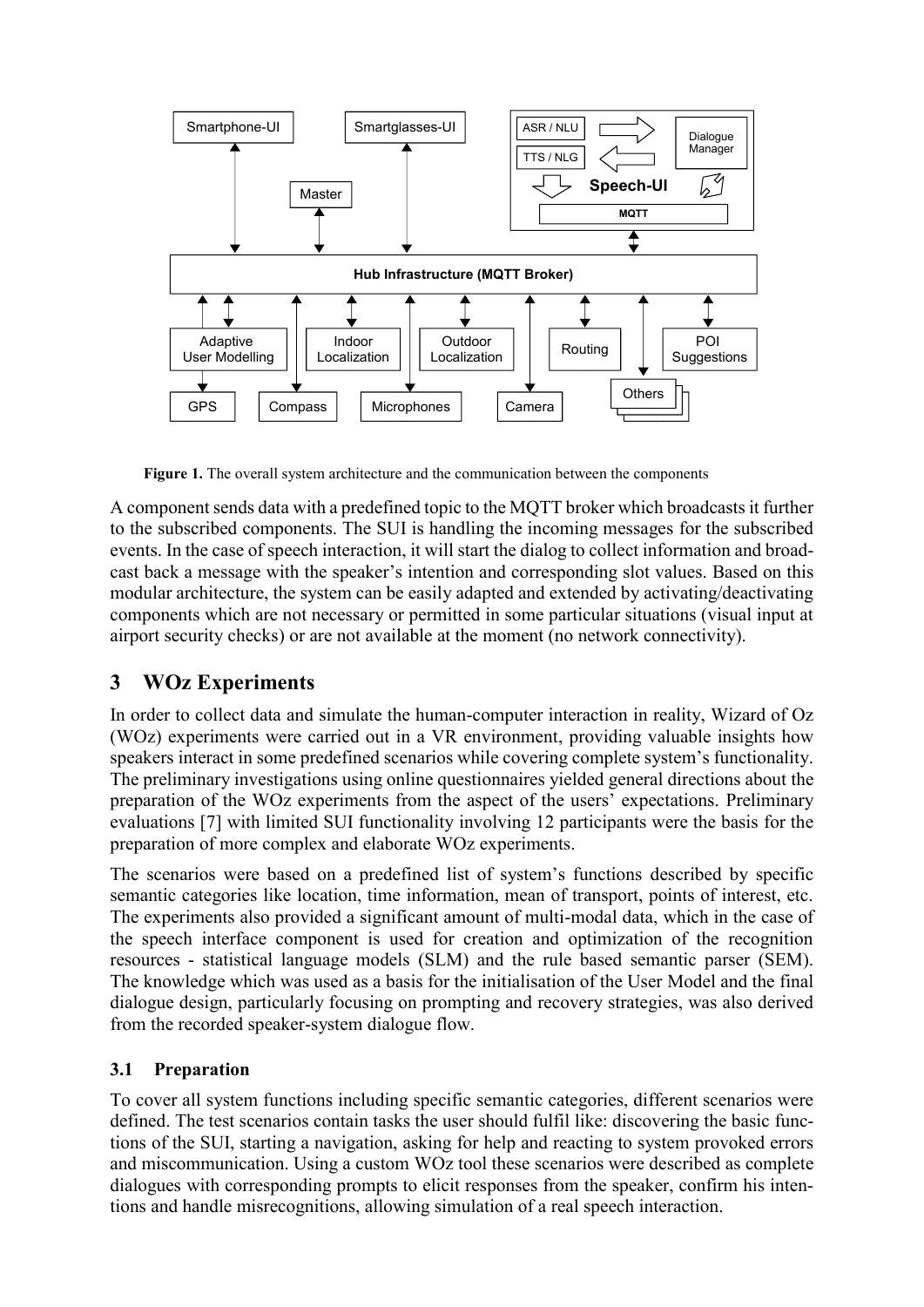**Figure 1.** The overall system architecture and the communication between the components

A component sends data with a predefined topic to the MQTT broker which broadcasts it further to the subscribed components. The SUI is handling the incoming messages for the subscribed events. In the case of speech interaction, it will start the dialog to collect information and broadcast back a message with the speaker's intention and corresponding slot values. Based on this modular architecture, the system can be easily adapted and extended by activating/deactivating components which are not necessary or permitted in some particular situations (visual input at airport security checks) or are not available at the moment (no network connectivity).

## 3 WOz Experiments

In order to collect data and simulate the human-computer interaction in reality, Wizard of Oz (WOz) experiments were carried out in a VR environment, providing valuable insights how speakers interact in some predefined scenarios while covering complete system's functionality. The preliminary investigations using online questionnaires yielded general directions about the preparation of the WOz experiments from the aspect of the users' expectations. Preliminary evaluations [7] with limited SUI functionality involving 12 participants were the basis for the preparation of more complex and elaborate WOz experiments.

The scenarios were based on a predefined list of system's functions described by specific semantic categories like location, time information, mean of transport, points of interest, etc. The experiments also provided a significant amount of multi-modal data, which in the case of the speech interface component is used for creation and optimization of the recognition resources - statistical language models (SLM) and the rule based semantic parser (SEM). The knowledge which was used as a basis for the initialisation of the User Model and the final dialogue design, particularly focusing on prompting and recovery strategies, was also derived from the recorded speaker-system dialogue flow.

### 3.1 Preparation

To cover all system functions including specific semantic categories, different scenarios were defined. The test scenarios contain tasks the user should fulfil like: discovering the basic functions of the SUI, starting a navigation, asking for help and reacting to system provoked errors and miscommunication. Using a custom WOz tool these scenarios were described as complete dialogues with corresponding prompts to elicit responses from the speaker, confirm his intentions and handle misrecognitions, allowing simulation of a real speech interaction.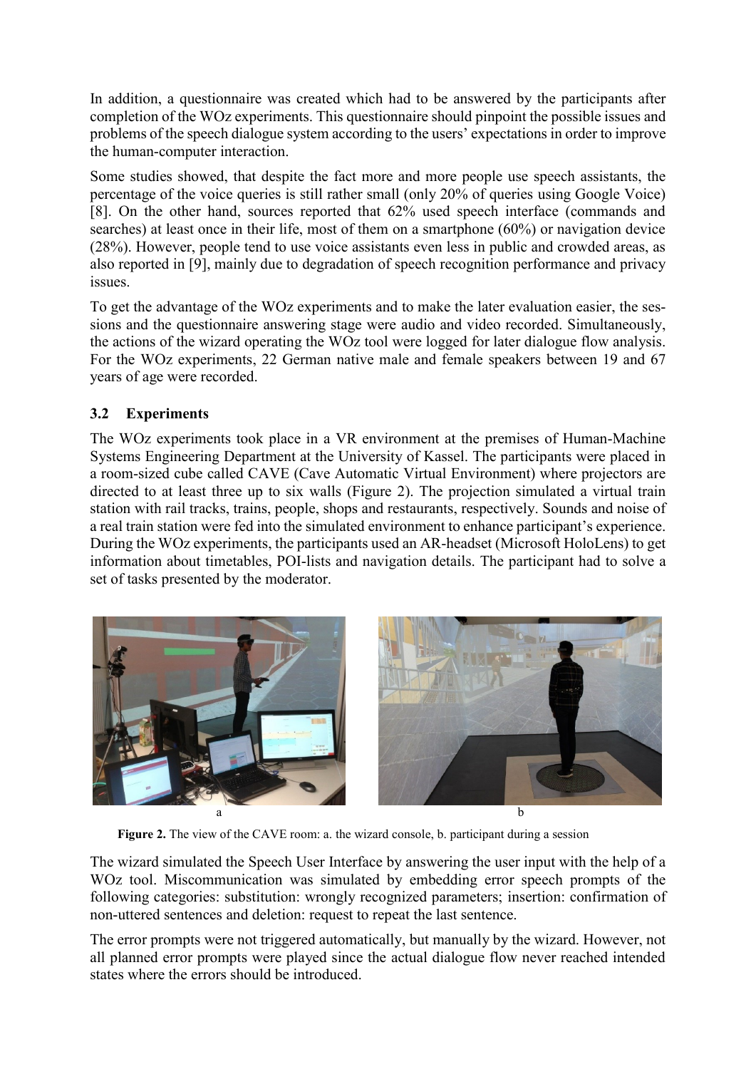In addition, a questionnaire was created which had to be answered by the participants after completion of the WOz experiments. This questionnaire should pinpoint the possible issues and problems of the speech dialogue system according to the users' expectations in order to improve the human-computer interaction.

Some studies showed, that despite the fact more and more people use speech assistants, the percentage of the voice queries is still rather small (only 20% of queries using Google Voice) [8]. On the other hand, sources reported that 62% used speech interface (commands and searches) at least once in their life, most of them on a smartphone (60%) or navigation device (28%). However, people tend to use voice assistants even less in public and crowded areas, as also reported in [9], mainly due to degradation of speech recognition performance and privacy issues.

To get the advantage of the WOz experiments and to make the later evaluation easier, the sessions and the questionnaire answering stage were audio and video recorded. Simultaneously, the actions of the wizard operating the WOz tool were logged for later dialogue flow analysis. For the WOz experiments, 22 German native male and female speakers between 19 and 67 years of age were recorded.

### 3.2 Experiments

The WOz experiments took place in a VR environment at the premises of Human-Machine Systems Engineering Department at the University of Kassel. The participants were placed in a room-sized cube called CAVE (Cave Automatic Virtual Environment) where projectors are directed to at least three up to six walls (Figure 2). The projection simulated a virtual train station with rail tracks, trains, people, shops and restaurants, respectively. Sounds and noise of a real train station were fed into the simulated environment to enhance participant's experience. During the WOz experiments, the participants used an AR-headset (Microsoft HoloLens) to get information about timetables, POI-lists and navigation details. The participant had to solve a set of tasks presented by the moderator.

a b

**Figure 2.** The view of the CAVE room: a. the wizard console, b. participant during a session

The wizard simulated the Speech User Interface by answering the user input with the help of a WOz tool. Miscommunication was simulated by embedding error speech prompts of the following categories: substitution: wrongly recognized parameters; insertion: confirmation of non-uttered sentences and deletion: request to repeat the last sentence.

The error prompts were not triggered automatically, but manually by the wizard. However, not all planned error prompts were played since the actual dialogue flow never reached intended states where the errors should be introduced.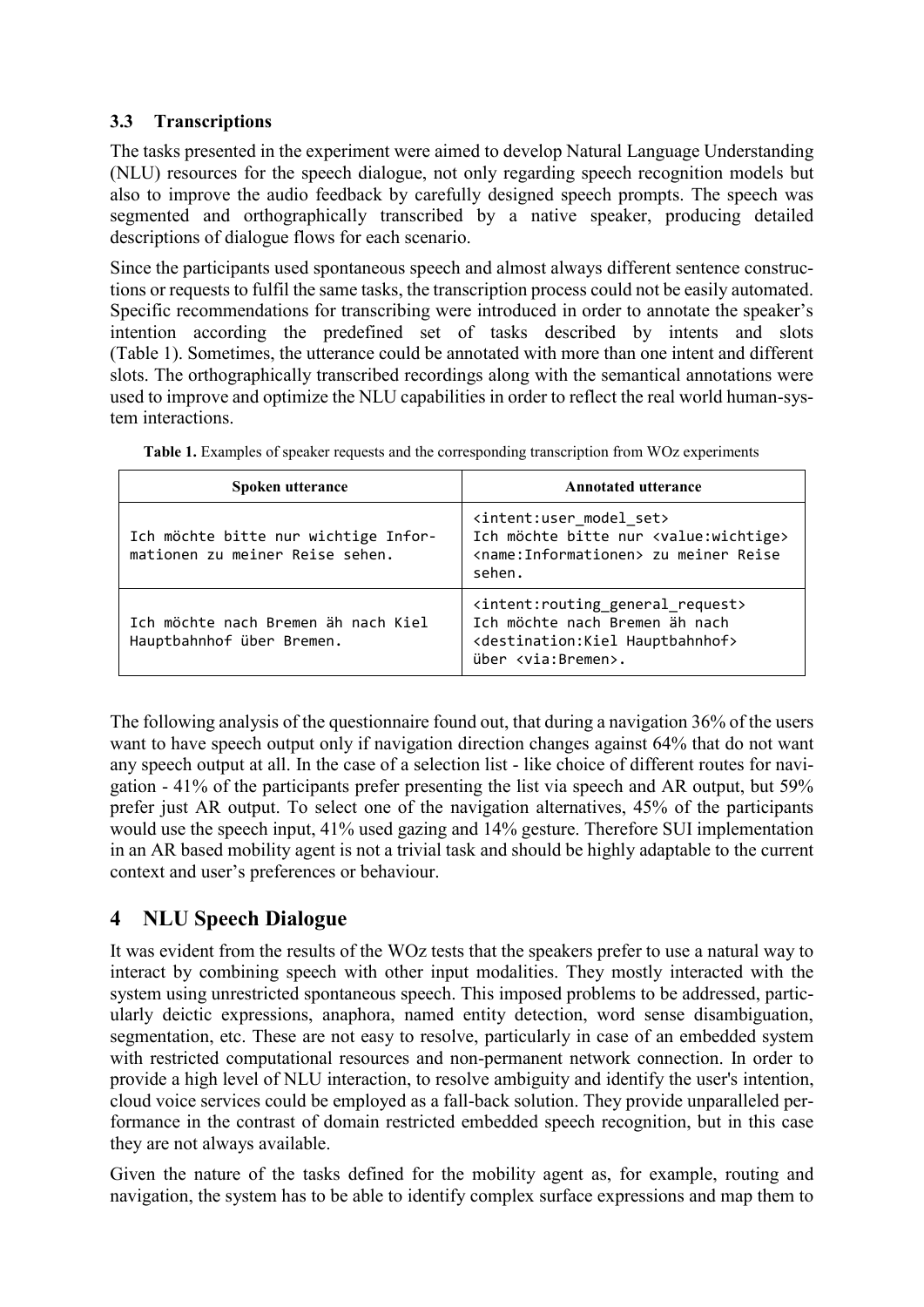### 3.3 Transcriptions

The tasks presented in the experiment were aimed to develop Natural Language Understanding (NLU) resources for the speech dialogue, not only regarding speech recognition models but also to improve the audio feedback by carefully designed speech prompts. The speech was segmented and orthographically transcribed by a native speaker, producing detailed descriptions of dialogue flows for each scenario.

Since the participants used spontaneous speech and almost always different sentence constructions or requests to fulfil the same tasks, the transcription process could not be easily automated. Specific recommendations for transcribing were introduced in order to annotate the speaker's intention according the predefined set of tasks described by intents and slots (Table 1). Sometimes, the utterance could be annotated with more than one intent and different slots. The orthographically transcribed recordings along with the semantical annotations were used to improve and optimize the NLU capabilities in order to reflect the real world human-system interactions.

**Table 1.** Examples of speaker requests and the corresponding transcription from WOz experiments

| Spoken utterance | Annotated utterance |
| --- | --- |
| Ich möchte bitte nur wichtige Informationen zu meiner Reise sehen. | <intent:user_model_set> Ich möchte bitte nur <value:wichtige> <name:Informationen> zu meiner Reise sehen. |
| Ich möchte nach Bremen äh nach Kiel Hauptbahnhof über Bremen. | <intent:routing_general_request> Ich möchte nach Bremen äh nach <destination:Kiel Hauptbahnhof> über <via:Bremen>. |

The following analysis of the questionnaire found out, that during a navigation 36% of the users want to have speech output only if navigation direction changes against 64% that do not want any speech output at all. In the case of a selection list - like choice of different routes for navigation - 41% of the participants prefer presenting the list via speech and AR output, but 59% prefer just AR output. To select one of the navigation alternatives, 45% of the participants would use the speech input, 41% used gazing and 14% gesture. Therefore SUI implementation in an AR based mobility agent is not a trivial task and should be highly adaptable to the current context and user's preferences or behaviour.

## 4 NLU Speech Dialogue

It was evident from the results of the WOz tests that the speakers prefer to use a natural way to interact by combining speech with other input modalities. They mostly interacted with the system using unrestricted spontaneous speech. This imposed problems to be addressed, particularly deictic expressions, anaphora, named entity detection, word sense disambiguation, segmentation, etc. These are not easy to resolve, particularly in case of an embedded system with restricted computational resources and non-permanent network connection. In order to provide a high level of NLU interaction, to resolve ambiguity and identify the user's intention, cloud voice services could be employed as a fall-back solution. They provide unparalleled performance in the contrast of domain restricted embedded speech recognition, but in this case they are not always available.

Given the nature of the tasks defined for the mobility agent as, for example, routing and navigation, the system has to be able to identify complex surface expressions and map them to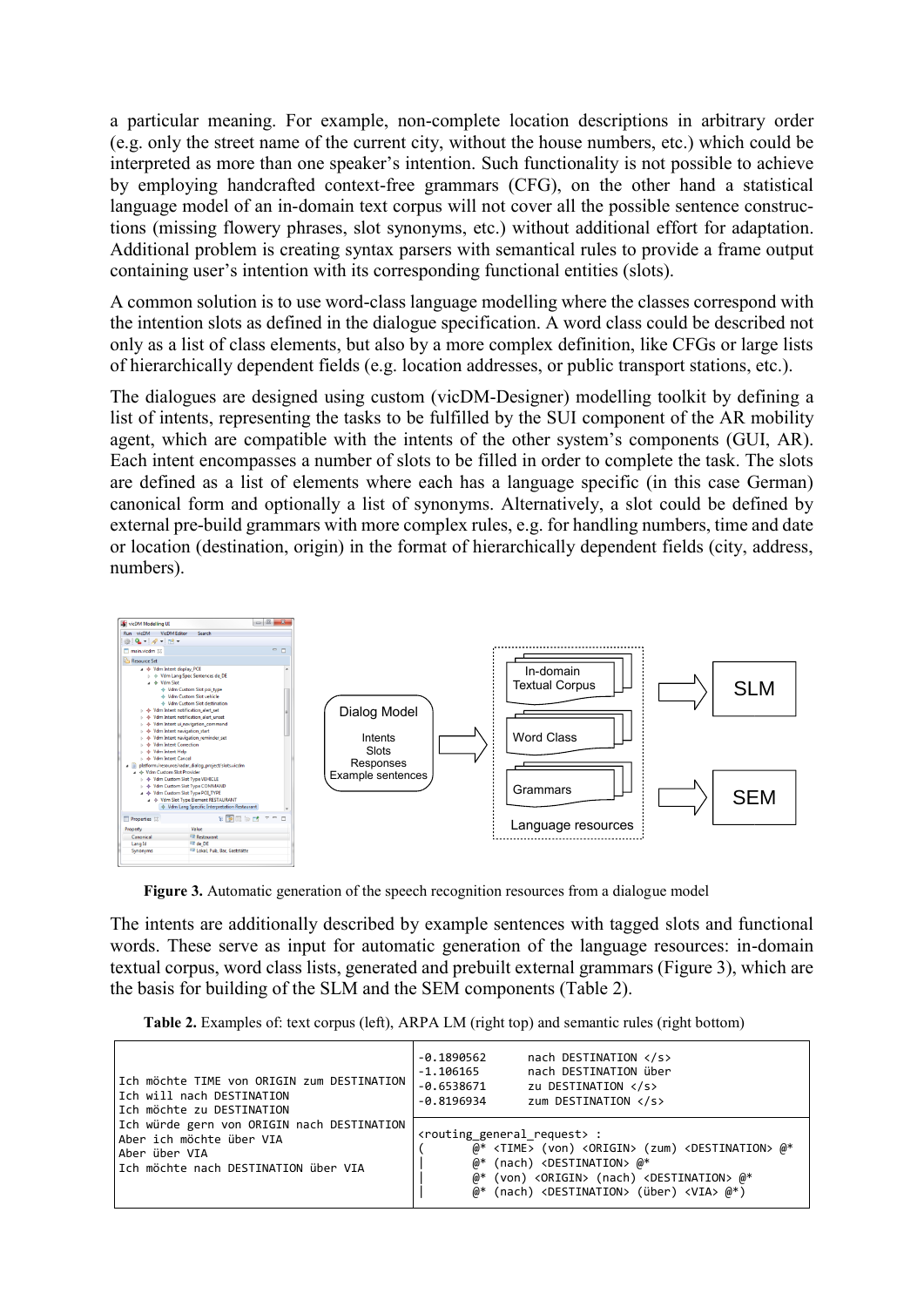a particular meaning. For example, non-complete location descriptions in arbitrary order (e.g. only the street name of the current city, without the house numbers, etc.) which could be interpreted as more than one speaker's intention. Such functionality is not possible to achieve by employing handcrafted context-free grammars (CFG), on the other hand a statistical language model of an in-domain text corpus will not cover all the possible sentence constructions (missing flowery phrases, slot synonyms, etc.) without additional effort for adaptation. Additional problem is creating syntax parsers with semantical rules to provide a frame output containing user's intention with its corresponding functional entities (slots).

A common solution is to use word-class language modelling where the classes correspond with the intention slots as defined in the dialogue specification. A word class could be described not only as a list of class elements, but also by a more complex definition, like CFGs or large lists of hierarchically dependent fields (e.g. location addresses, or public transport stations, etc.).

The dialogues are designed using custom (vicDM-Designer) modelling toolkit by defining a list of intents, representing the tasks to be fulfilled by the SUI component of the AR mobility agent, which are compatible with the intents of the other system's components (GUI, AR). Each intent encompasses a number of slots to be filled in order to complete the task. The slots are defined as a list of elements where each has a language specific (in this case German) canonical form and optionally a list of synonyms. Alternatively, a slot could be defined by external pre-build grammars with more complex rules, e.g. for handling numbers, time and date or location (destination, origin) in the format of hierarchically dependent fields (city, address, numbers).

**Figure 3.** Automatic generation of the speech recognition resources from a dialogue model

The intents are additionally described by example sentences with tagged slots and functional words. These serve as input for automatic generation of the language resources: in-domain textual corpus, word class lists, generated and prebuilt external grammars (Figure 3), which are the basis for building of the SLM and the SEM components (Table 2).

**Table 2.** Examples of: text corpus (left), ARPA LM (right top) and semantic rules (right bottom)

```
Ich möchte TIME von ORIGIN zum DESTINATION
Ich will nach DESTINATION
Ich möchte zu DESTINATION
Ich würde gern von ORIGIN nach DESTINATION
Aber ich möchte über VIA
Aber über VIA
Ich möchte nach DESTINATION über VIA
```

```
-0.1890562      nach DESTINATION </s>
-1.106165       nach DESTINATION über
-0.6538671      zu DESTINATION </s>
-0.8196934      zum DESTINATION </s>
```

```
<routing_general_request> :
(       @* <TIME> (von) <ORIGIN> (zum) <DESTINATION> @*
|       @* (nach) <DESTINATION> @*
|       @* (von) <ORIGIN> (nach) <DESTINATION> @*
|       @* (nach) <DESTINATION> (über) <VIA> @*)
```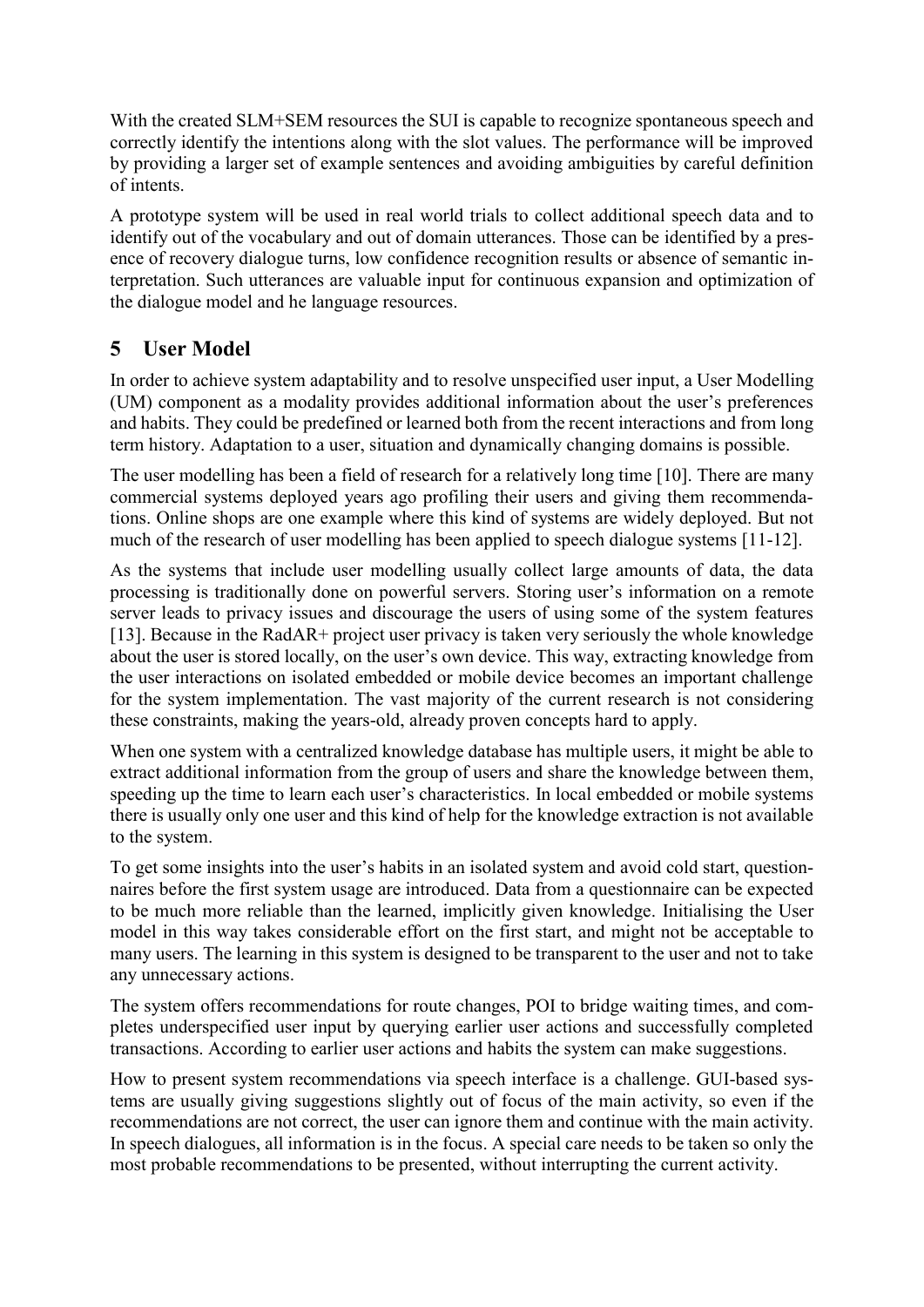With the created SLM+SEM resources the SUI is capable to recognize spontaneous speech and correctly identify the intentions along with the slot values. The performance will be improved by providing a larger set of example sentences and avoiding ambiguities by careful definition of intents.

A prototype system will be used in real world trials to collect additional speech data and to identify out of the vocabulary and out of domain utterances. Those can be identified by a presence of recovery dialogue turns, low confidence recognition results or absence of semantic interpretation. Such utterances are valuable input for continuous expansion and optimization of the dialogue model and he language resources.

## 5 User Model

In order to achieve system adaptability and to resolve unspecified user input, a User Modelling (UM) component as a modality provides additional information about the user's preferences and habits. They could be predefined or learned both from the recent interactions and from long term history. Adaptation to a user, situation and dynamically changing domains is possible.

The user modelling has been a field of research for a relatively long time [10]. There are many commercial systems deployed years ago profiling their users and giving them recommendations. Online shops are one example where this kind of systems are widely deployed. But not much of the research of user modelling has been applied to speech dialogue systems [11-12].

As the systems that include user modelling usually collect large amounts of data, the data processing is traditionally done on powerful servers. Storing user's information on a remote server leads to privacy issues and discourage the users of using some of the system features [13]. Because in the RadAR+ project user privacy is taken very seriously the whole knowledge about the user is stored locally, on the user's own device. This way, extracting knowledge from the user interactions on isolated embedded or mobile device becomes an important challenge for the system implementation. The vast majority of the current research is not considering these constraints, making the years-old, already proven concepts hard to apply.

When one system with a centralized knowledge database has multiple users, it might be able to extract additional information from the group of users and share the knowledge between them, speeding up the time to learn each user's characteristics. In local embedded or mobile systems there is usually only one user and this kind of help for the knowledge extraction is not available to the system.

To get some insights into the user's habits in an isolated system and avoid cold start, questionnaires before the first system usage are introduced. Data from a questionnaire can be expected to be much more reliable than the learned, implicitly given knowledge. Initialising the User model in this way takes considerable effort on the first start, and might not be acceptable to many users. The learning in this system is designed to be transparent to the user and not to take any unnecessary actions.

The system offers recommendations for route changes, POI to bridge waiting times, and completes underspecified user input by querying earlier user actions and successfully completed transactions. According to earlier user actions and habits the system can make suggestions.

How to present system recommendations via speech interface is a challenge. GUI-based systems are usually giving suggestions slightly out of focus of the main activity, so even if the recommendations are not correct, the user can ignore them and continue with the main activity. In speech dialogues, all information is in the focus. A special care needs to be taken so only the most probable recommendations to be presented, without interrupting the current activity.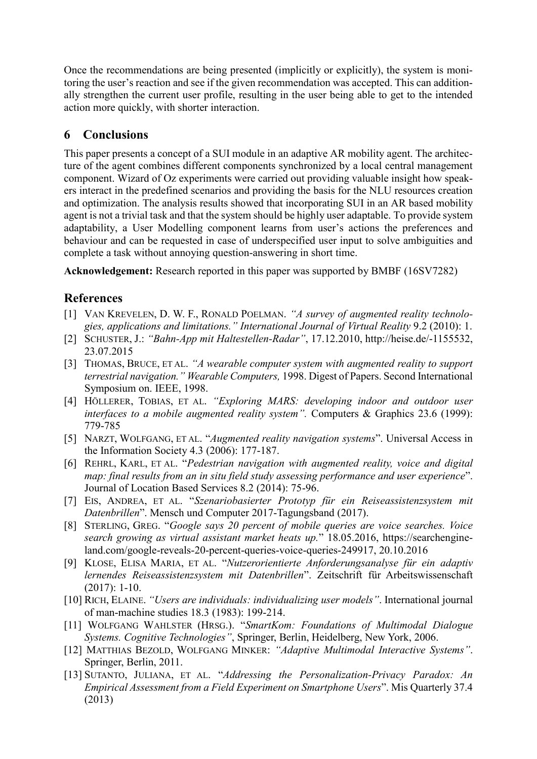Once the recommendations are being presented (implicitly or explicitly), the system is monitoring the user's reaction and see if the given recommendation was accepted. This can additionally strengthen the current user profile, resulting in the user being able to get to the intended action more quickly, with shorter interaction.

## 6 Conclusions

This paper presents a concept of a SUI module in an adaptive AR mobility agent. The architecture of the agent combines different components synchronized by a local central management component. Wizard of Oz experiments were carried out providing valuable insight how speakers interact in the predefined scenarios and providing the basis for the NLU resources creation and optimization. The analysis results showed that incorporating SUI in an AR based mobility agent is not a trivial task and that the system should be highly user adaptable. To provide system adaptability, a User Modelling component learns from user's actions the preferences and behaviour and can be requested in case of underspecified user input to solve ambiguities and complete a task without annoying question-answering in short time.

**Acknowledgement:** Research reported in this paper was supported by BMBF (16SV7282)

## References

[1] Van Krevelen, D. W. F., Ronald Poelman. *"A survey of augmented reality technologies, applications and limitations." International Journal of Virtual Reality* 9.2 (2010): 1.

[2] Schuster, J.: *"Bahn-App mit Haltestellen-Radar"*, 17.12.2010, http://heise.de/-1155532, 23.07.2015

[3] Thomas, Bruce, et al. *"A wearable computer system with augmented reality to support terrestrial navigation." Wearable Computers,* 1998. Digest of Papers. Second International Symposium on. IEEE, 1998.

[4] Höllerer, Tobias, et al. *"Exploring MARS: developing indoor and outdoor user interfaces to a mobile augmented reality system".* Computers & Graphics 23.6 (1999): 779-785

[5] Narzt, Wolfgang, et al. "*Augmented reality navigation systems*". Universal Access in the Information Society 4.3 (2006): 177-187.

[6] Rehrl, Karl, et al. "*Pedestrian navigation with augmented reality, voice and digital map: final results from an in situ field study assessing performance and user experience*". Journal of Location Based Services 8.2 (2014): 75-96.

[7] Eis, Andrea, et al. "*Szenariobasierter Prototyp für ein Reiseassistenzsystem mit Datenbrillen*". Mensch und Computer 2017-Tagungsband (2017).

[8] Sterling, Greg. "*Google says 20 percent of mobile queries are voice searches. Voice search growing as virtual assistant market heats up.*" 18.05.2016, https://searchengineland.com/google-reveals-20-percent-queries-voice-queries-249917, 20.10.2016

[9] Klose, Elisa Maria, et al. "*Nutzerorientierte Anforderungsanalyse für ein adaptiv lernendes Reiseassistenzsystem mit Datenbrillen*". Zeitschrift für Arbeitswissenschaft (2017): 1-10.

[10] Rich, Elaine. *"Users are individuals: individualizing user models".* International journal of man-machine studies 18.3 (1983): 199-214.

[11] Wolfgang Wahlster (Hrsg.). "*SmartKom: Foundations of Multimodal Dialogue Systems. Cognitive Technologies"*, Springer, Berlin, Heidelberg, New York, 2006.

[12] Matthias Bezold, Wolfgang Minker: *"Adaptive Multimodal Interactive Systems"*. Springer, Berlin, 2011.

[13] Sutanto, Juliana, et al. "*Addressing the Personalization-Privacy Paradox: An Empirical Assessment from a Field Experiment on Smartphone Users*". Mis Quarterly 37.4 (2013)